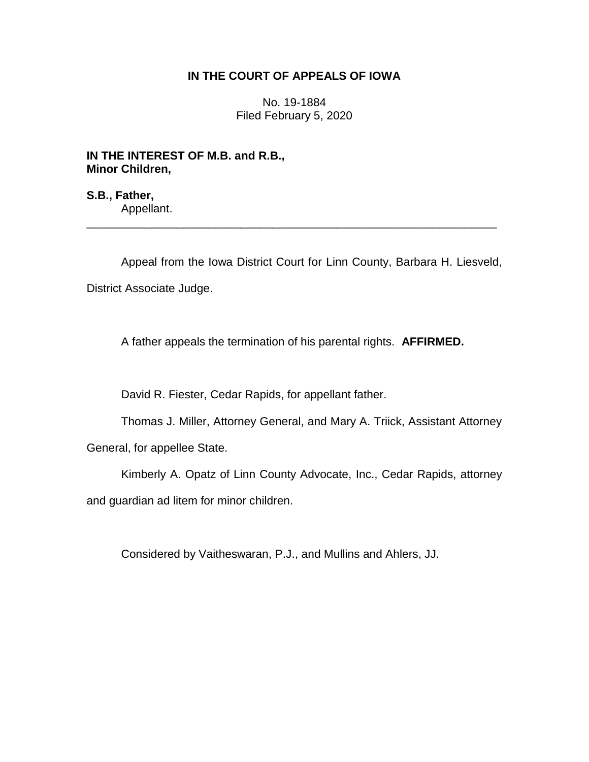**IN THE COURT OF APPEALS OF IOWA**

No. 19-1884
Filed February 5, 2020

**IN THE INTEREST OF M.B. and R.B., Minor Children,**

**S.B., Father,**
Appellant.

---

Appeal from the Iowa District Court for Linn County, Barbara H. Liesveld, District Associate Judge.

A father appeals the termination of his parental rights. **AFFIRMED.**

David R. Fiester, Cedar Rapids, for appellant father.

Thomas J. Miller, Attorney General, and Mary A. Triick, Assistant Attorney General, for appellee State.

Kimberly A. Opatz of Linn County Advocate, Inc., Cedar Rapids, attorney and guardian ad litem for minor children.

Considered by Vaitheswaran, P.J., and Mullins and Ahlers, JJ.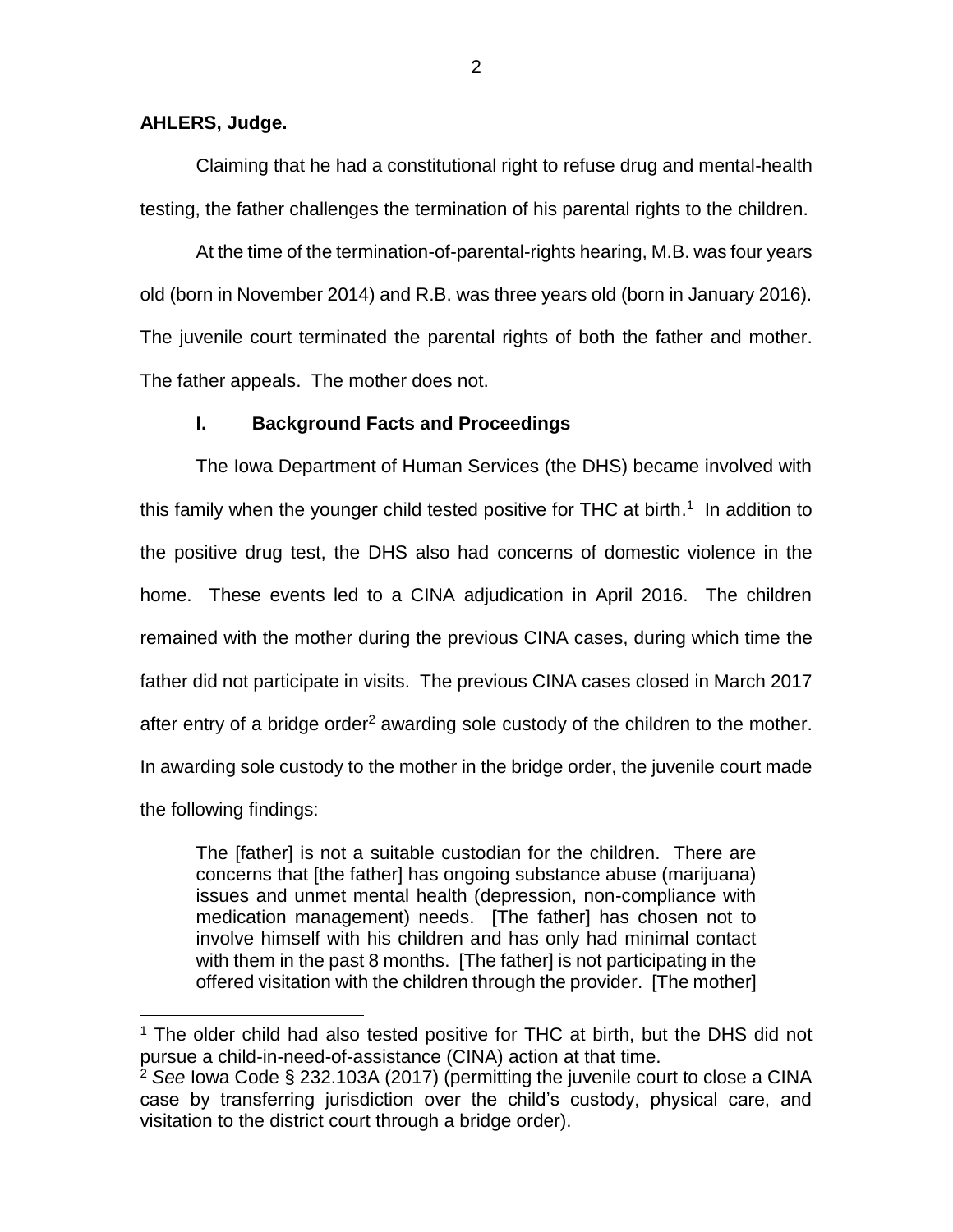**AHLERS, Judge.**

Claiming that he had a constitutional right to refuse drug and mental-health testing, the father challenges the termination of his parental rights to the children.

At the time of the termination-of-parental-rights hearing, M.B. was four years old (born in November 2014) and R.B. was three years old (born in January 2016). The juvenile court terminated the parental rights of both the father and mother. The father appeals. The mother does not.

## I. Background Facts and Proceedings

The Iowa Department of Human Services (the DHS) became involved with this family when the younger child tested positive for THC at birth.[1] In addition to the positive drug test, the DHS also had concerns of domestic violence in the home. These events led to a CINA adjudication in April 2016. The children remained with the mother during the previous CINA cases, during which time the father did not participate in visits. The previous CINA cases closed in March 2017 after entry of a bridge order[2] awarding sole custody of the children to the mother. In awarding sole custody to the mother in the bridge order, the juvenile court made the following findings:

> The [father] is not a suitable custodian for the children. There are concerns that [the father] has ongoing substance abuse (marijuana) issues and unmet mental health (depression, non-compliance with medication management) needs. [The father] has chosen not to involve himself with his children and has only had minimal contact with them in the past 8 months. [The father] is not participating in the offered visitation with the children through the provider. [The mother]

---

[1] The older child had also tested positive for THC at birth, but the DHS did not pursue a child-in-need-of-assistance (CINA) action at that time.

[2] *See* Iowa Code § 232.103A (2017) (permitting the juvenile court to close a CINA case by transferring jurisdiction over the child's custody, physical care, and visitation to the district court through a bridge order).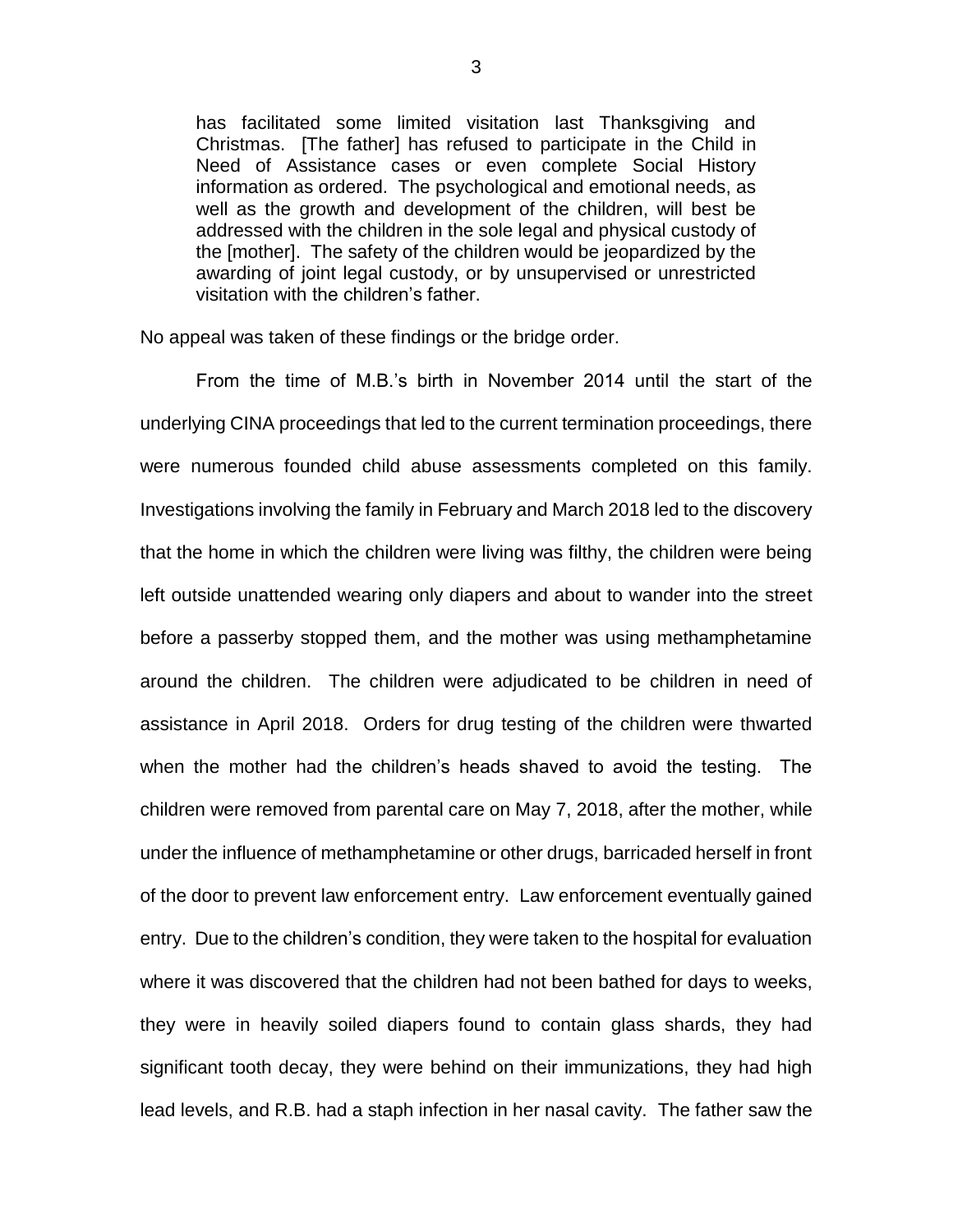> has facilitated some limited visitation last Thanksgiving and Christmas. [The father] has refused to participate in the Child in Need of Assistance cases or even complete Social History information as ordered. The psychological and emotional needs, as well as the growth and development of the children, will best be addressed with the children in the sole legal and physical custody of the [mother]. The safety of the children would be jeopardized by the awarding of joint legal custody, or by unsupervised or unrestricted visitation with the children's father.

No appeal was taken of these findings or the bridge order.

From the time of M.B.'s birth in November 2014 until the start of the underlying CINA proceedings that led to the current termination proceedings, there were numerous founded child abuse assessments completed on this family. Investigations involving the family in February and March 2018 led to the discovery that the home in which the children were living was filthy, the children were being left outside unattended wearing only diapers and about to wander into the street before a passerby stopped them, and the mother was using methamphetamine around the children. The children were adjudicated to be children in need of assistance in April 2018. Orders for drug testing of the children were thwarted when the mother had the children's heads shaved to avoid the testing. The children were removed from parental care on May 7, 2018, after the mother, while under the influence of methamphetamine or other drugs, barricaded herself in front of the door to prevent law enforcement entry. Law enforcement eventually gained entry. Due to the children's condition, they were taken to the hospital for evaluation where it was discovered that the children had not been bathed for days to weeks, they were in heavily soiled diapers found to contain glass shards, they had significant tooth decay, they were behind on their immunizations, they had high lead levels, and R.B. had a staph infection in her nasal cavity. The father saw the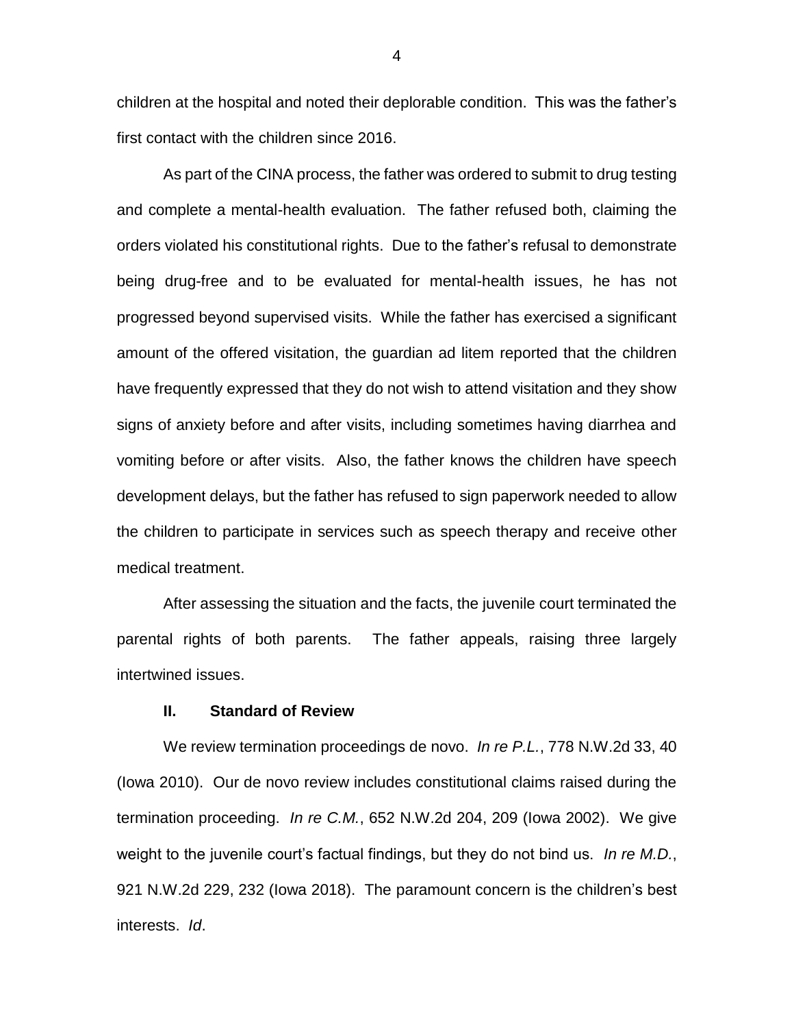children at the hospital and noted their deplorable condition. This was the father's first contact with the children since 2016.

As part of the CINA process, the father was ordered to submit to drug testing and complete a mental-health evaluation. The father refused both, claiming the orders violated his constitutional rights. Due to the father's refusal to demonstrate being drug-free and to be evaluated for mental-health issues, he has not progressed beyond supervised visits. While the father has exercised a significant amount of the offered visitation, the guardian ad litem reported that the children have frequently expressed that they do not wish to attend visitation and they show signs of anxiety before and after visits, including sometimes having diarrhea and vomiting before or after visits. Also, the father knows the children have speech development delays, but the father has refused to sign paperwork needed to allow the children to participate in services such as speech therapy and receive other medical treatment.

After assessing the situation and the facts, the juvenile court terminated the parental rights of both parents. The father appeals, raising three largely intertwined issues.

## II. Standard of Review

We review termination proceedings de novo. *In re P.L.*, 778 N.W.2d 33, 40 (Iowa 2010). Our de novo review includes constitutional claims raised during the termination proceeding. *In re C.M.*, 652 N.W.2d 204, 209 (Iowa 2002). We give weight to the juvenile court's factual findings, but they do not bind us. *In re M.D.*, 921 N.W.2d 229, 232 (Iowa 2018). The paramount concern is the children's best interests. *Id*.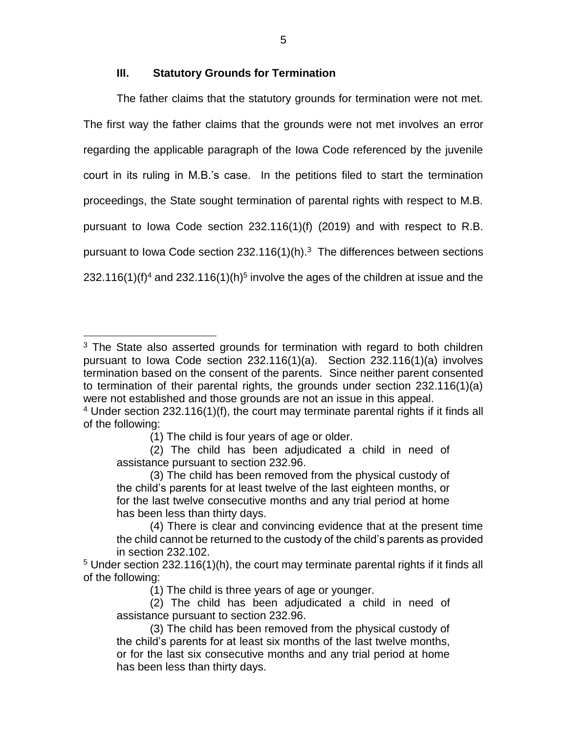### III. Statutory Grounds for Termination

The father claims that the statutory grounds for termination were not met. The first way the father claims that the grounds were not met involves an error regarding the applicable paragraph of the Iowa Code referenced by the juvenile court in its ruling in M.B.'s case. In the petitions filed to start the termination proceedings, the State sought termination of parental rights with respect to M.B. pursuant to Iowa Code section 232.116(1)(f) (2019) and with respect to R.B. pursuant to Iowa Code section 232.116(1)(h).[3] The differences between sections 232.116(1)(f)[4] and 232.116(1)(h)[5] involve the ages of the children at issue and the

---

[3] The State also asserted grounds for termination with regard to both children pursuant to Iowa Code section 232.116(1)(a). Section 232.116(1)(a) involves termination based on the consent of the parents. Since neither parent consented to termination of their parental rights, the grounds under section 232.116(1)(a) were not established and those grounds are not an issue in this appeal.

[4] Under section 232.116(1)(f), the court may terminate parental rights if it finds all of the following:

> (1) The child is four years of age or older.
>
> (2) The child has been adjudicated a child in need of assistance pursuant to section 232.96.
>
> (3) The child has been removed from the physical custody of the child's parents for at least twelve of the last eighteen months, or for the last twelve consecutive months and any trial period at home has been less than thirty days.
>
> (4) There is clear and convincing evidence that at the present time the child cannot be returned to the custody of the child's parents as provided in section 232.102.

[5] Under section 232.116(1)(h), the court may terminate parental rights if it finds all of the following:

> (1) The child is three years of age or younger.
>
> (2) The child has been adjudicated a child in need of assistance pursuant to section 232.96.
>
> (3) The child has been removed from the physical custody of the child's parents for at least six months of the last twelve months, or for the last six consecutive months and any trial period at home has been less than thirty days.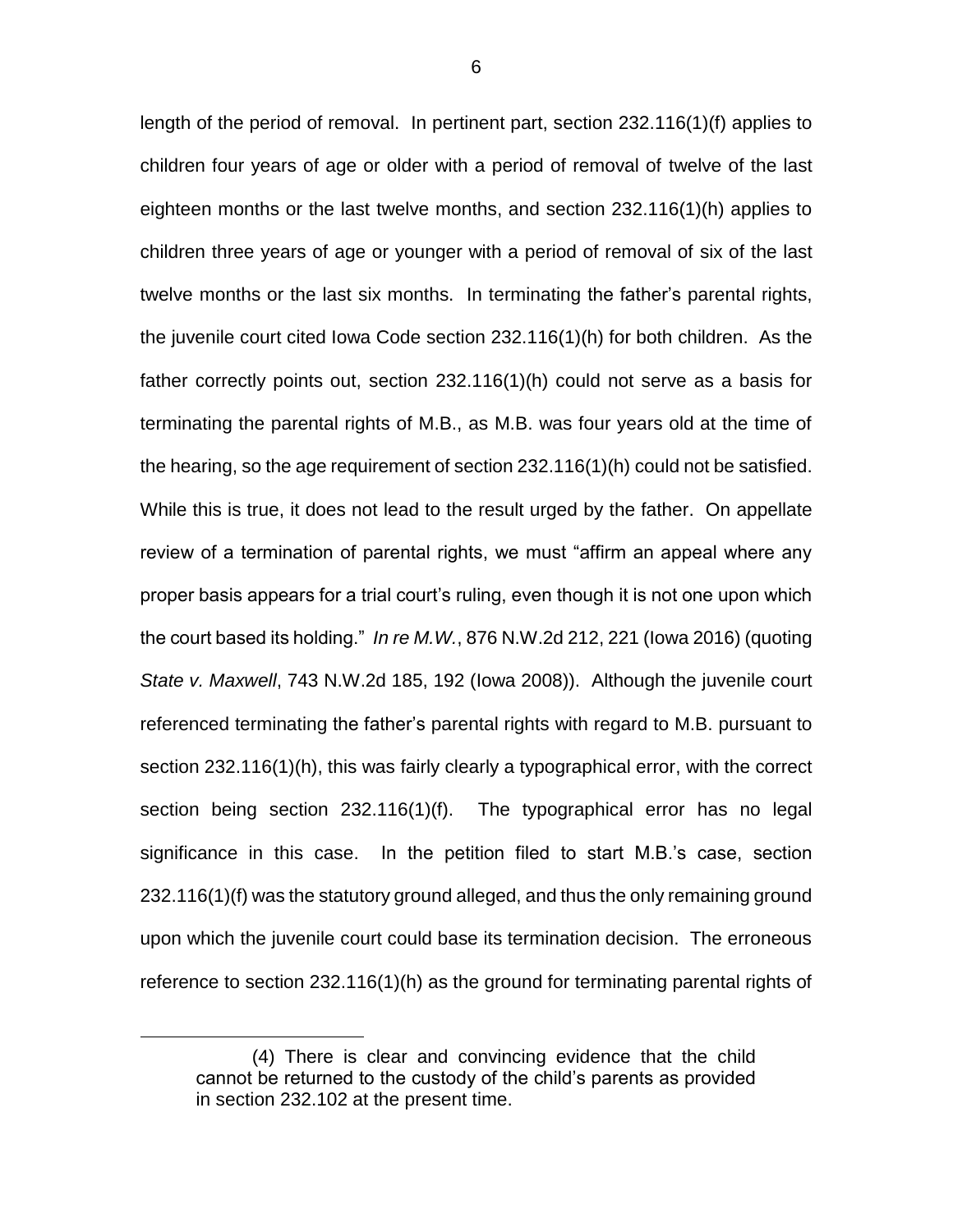length of the period of removal. In pertinent part, section 232.116(1)(f) applies to children four years of age or older with a period of removal of twelve of the last eighteen months or the last twelve months, and section 232.116(1)(h) applies to children three years of age or younger with a period of removal of six of the last twelve months or the last six months. In terminating the father's parental rights, the juvenile court cited Iowa Code section 232.116(1)(h) for both children. As the father correctly points out, section 232.116(1)(h) could not serve as a basis for terminating the parental rights of M.B., as M.B. was four years old at the time of the hearing, so the age requirement of section 232.116(1)(h) could not be satisfied. While this is true, it does not lead to the result urged by the father. On appellate review of a termination of parental rights, we must "affirm an appeal where any proper basis appears for a trial court's ruling, even though it is not one upon which the court based its holding." *In re M.W.*, 876 N.W.2d 212, 221 (Iowa 2016) (quoting *State v. Maxwell*, 743 N.W.2d 185, 192 (Iowa 2008)). Although the juvenile court referenced terminating the father's parental rights with regard to M.B. pursuant to section 232.116(1)(h), this was fairly clearly a typographical error, with the correct section being section 232.116(1)(f). The typographical error has no legal significance in this case. In the petition filed to start M.B.'s case, section 232.116(1)(f) was the statutory ground alleged, and thus the only remaining ground upon which the juvenile court could base its termination decision. The erroneous reference to section 232.116(1)(h) as the ground for terminating parental rights of

---

> (4) There is clear and convincing evidence that the child cannot be returned to the custody of the child's parents as provided in section 232.102 at the present time.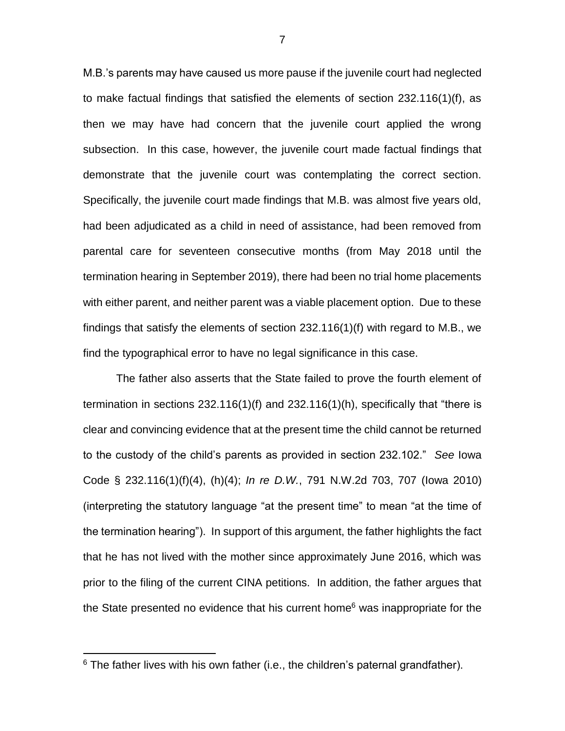M.B.'s parents may have caused us more pause if the juvenile court had neglected to make factual findings that satisfied the elements of section 232.116(1)(f), as then we may have had concern that the juvenile court applied the wrong subsection. In this case, however, the juvenile court made factual findings that demonstrate that the juvenile court was contemplating the correct section. Specifically, the juvenile court made findings that M.B. was almost five years old, had been adjudicated as a child in need of assistance, had been removed from parental care for seventeen consecutive months (from May 2018 until the termination hearing in September 2019), there had been no trial home placements with either parent, and neither parent was a viable placement option. Due to these findings that satisfy the elements of section 232.116(1)(f) with regard to M.B., we find the typographical error to have no legal significance in this case.

The father also asserts that the State failed to prove the fourth element of termination in sections 232.116(1)(f) and 232.116(1)(h), specifically that "there is clear and convincing evidence that at the present time the child cannot be returned to the custody of the child's parents as provided in section 232.102." *See* Iowa Code § 232.116(1)(f)(4), (h)(4); *In re D.W.*, 791 N.W.2d 703, 707 (Iowa 2010) (interpreting the statutory language "at the present time" to mean "at the time of the termination hearing"). In support of this argument, the father highlights the fact that he has not lived with the mother since approximately June 2016, which was prior to the filing of the current CINA petitions. In addition, the father argues that the State presented no evidence that his current home[6] was inappropriate for the

[6] The father lives with his own father (i.e., the children's paternal grandfather).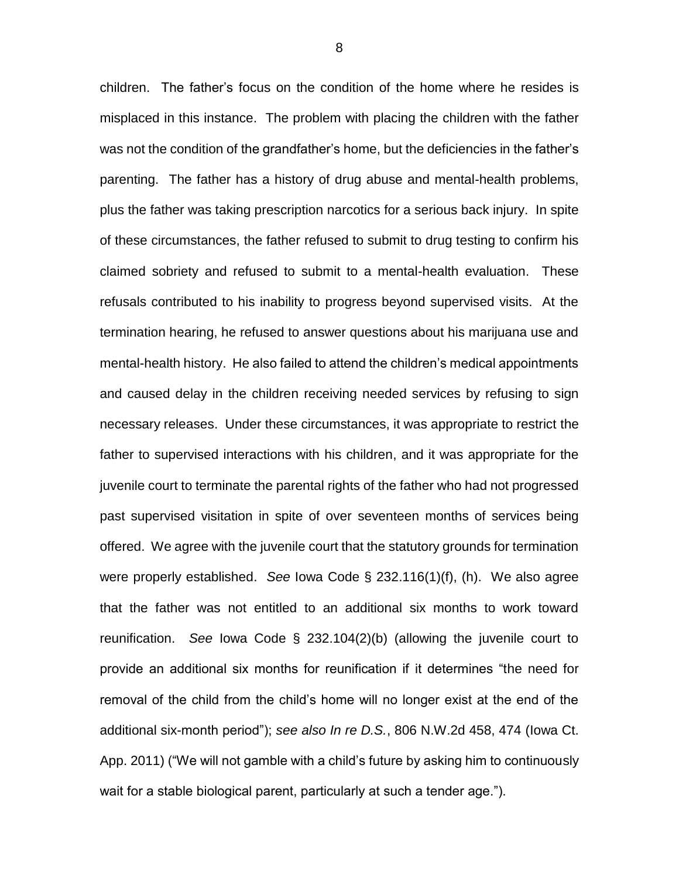children. The father's focus on the condition of the home where he resides is misplaced in this instance. The problem with placing the children with the father was not the condition of the grandfather's home, but the deficiencies in the father's parenting. The father has a history of drug abuse and mental-health problems, plus the father was taking prescription narcotics for a serious back injury. In spite of these circumstances, the father refused to submit to drug testing to confirm his claimed sobriety and refused to submit to a mental-health evaluation. These refusals contributed to his inability to progress beyond supervised visits. At the termination hearing, he refused to answer questions about his marijuana use and mental-health history. He also failed to attend the children's medical appointments and caused delay in the children receiving needed services by refusing to sign necessary releases. Under these circumstances, it was appropriate to restrict the father to supervised interactions with his children, and it was appropriate for the juvenile court to terminate the parental rights of the father who had not progressed past supervised visitation in spite of over seventeen months of services being offered. We agree with the juvenile court that the statutory grounds for termination were properly established. *See* Iowa Code § 232.116(1)(f), (h). We also agree that the father was not entitled to an additional six months to work toward reunification. *See* Iowa Code § 232.104(2)(b) (allowing the juvenile court to provide an additional six months for reunification if it determines "the need for removal of the child from the child's home will no longer exist at the end of the additional six-month period"); *see also In re D.S.*, 806 N.W.2d 458, 474 (Iowa Ct. App. 2011) ("We will not gamble with a child's future by asking him to continuously wait for a stable biological parent, particularly at such a tender age.").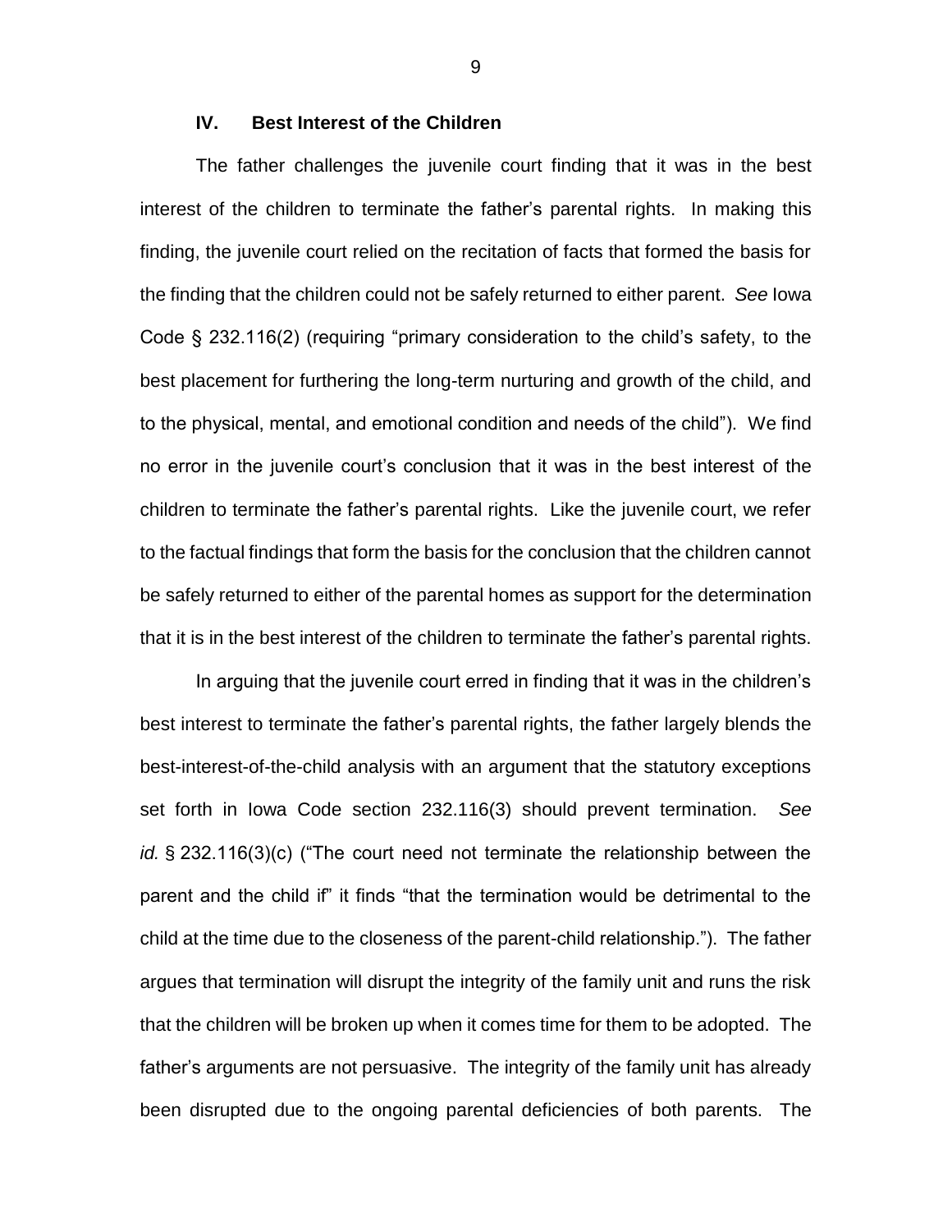### IV. Best Interest of the Children

The father challenges the juvenile court finding that it was in the best interest of the children to terminate the father's parental rights. In making this finding, the juvenile court relied on the recitation of facts that formed the basis for the finding that the children could not be safely returned to either parent. *See* Iowa Code § 232.116(2) (requiring "primary consideration to the child's safety, to the best placement for furthering the long-term nurturing and growth of the child, and to the physical, mental, and emotional condition and needs of the child"). We find no error in the juvenile court's conclusion that it was in the best interest of the children to terminate the father's parental rights. Like the juvenile court, we refer to the factual findings that form the basis for the conclusion that the children cannot be safely returned to either of the parental homes as support for the determination that it is in the best interest of the children to terminate the father's parental rights.

In arguing that the juvenile court erred in finding that it was in the children's best interest to terminate the father's parental rights, the father largely blends the best-interest-of-the-child analysis with an argument that the statutory exceptions set forth in Iowa Code section 232.116(3) should prevent termination. *See id.* § 232.116(3)(c) ("The court need not terminate the relationship between the parent and the child if" it finds "that the termination would be detrimental to the child at the time due to the closeness of the parent-child relationship."). The father argues that termination will disrupt the integrity of the family unit and runs the risk that the children will be broken up when it comes time for them to be adopted. The father's arguments are not persuasive. The integrity of the family unit has already been disrupted due to the ongoing parental deficiencies of both parents. The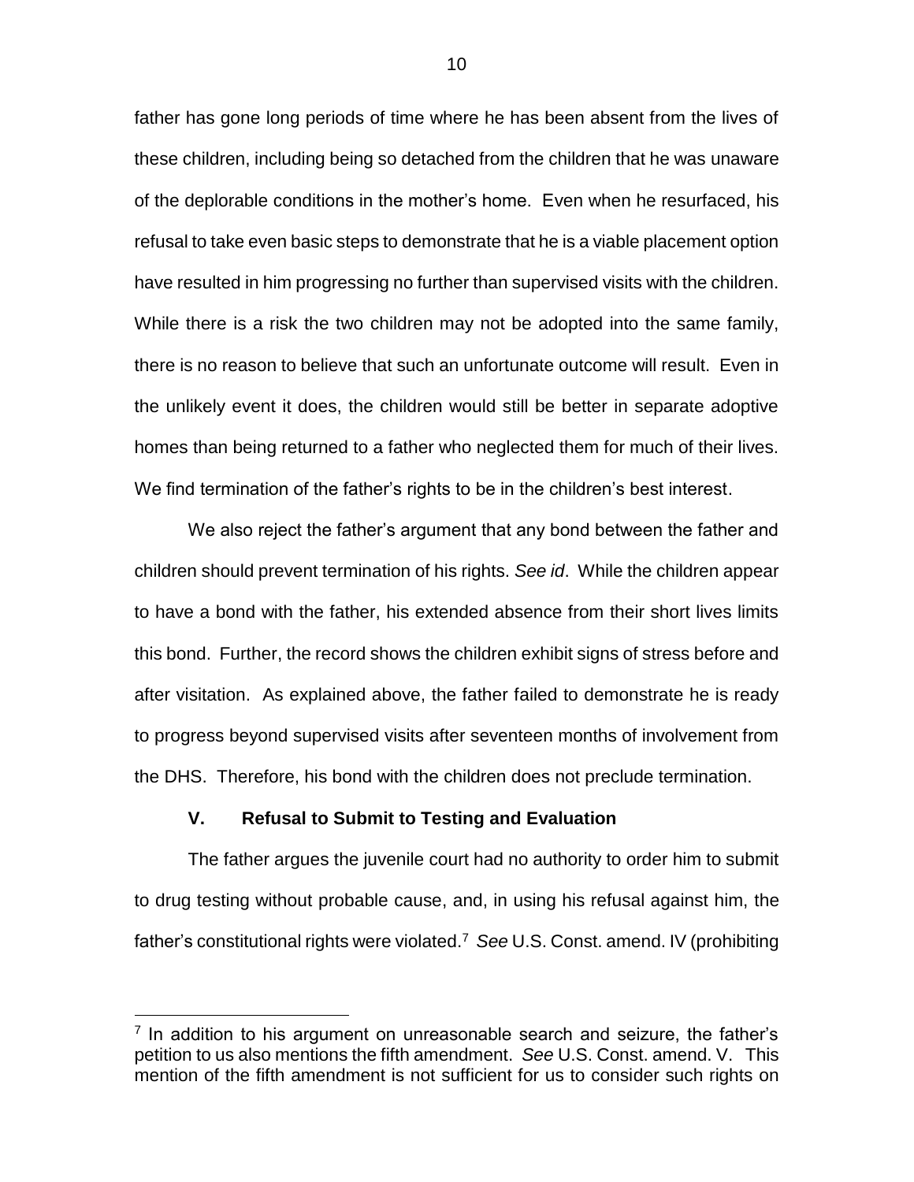father has gone long periods of time where he has been absent from the lives of these children, including being so detached from the children that he was unaware of the deplorable conditions in the mother's home. Even when he resurfaced, his refusal to take even basic steps to demonstrate that he is a viable placement option have resulted in him progressing no further than supervised visits with the children. While there is a risk the two children may not be adopted into the same family, there is no reason to believe that such an unfortunate outcome will result. Even in the unlikely event it does, the children would still be better in separate adoptive homes than being returned to a father who neglected them for much of their lives. We find termination of the father's rights to be in the children's best interest.

We also reject the father's argument that any bond between the father and children should prevent termination of his rights. *See id*. While the children appear to have a bond with the father, his extended absence from their short lives limits this bond. Further, the record shows the children exhibit signs of stress before and after visitation. As explained above, the father failed to demonstrate he is ready to progress beyond supervised visits after seventeen months of involvement from the DHS. Therefore, his bond with the children does not preclude termination.

## V. Refusal to Submit to Testing and Evaluation

The father argues the juvenile court had no authority to order him to submit to drug testing without probable cause, and, in using his refusal against him, the father's constitutional rights were violated.[7] *See* U.S. Const. amend. IV (prohibiting

[7] In addition to his argument on unreasonable search and seizure, the father's petition to us also mentions the fifth amendment. *See* U.S. Const. amend. V. This mention of the fifth amendment is not sufficient for us to consider such rights on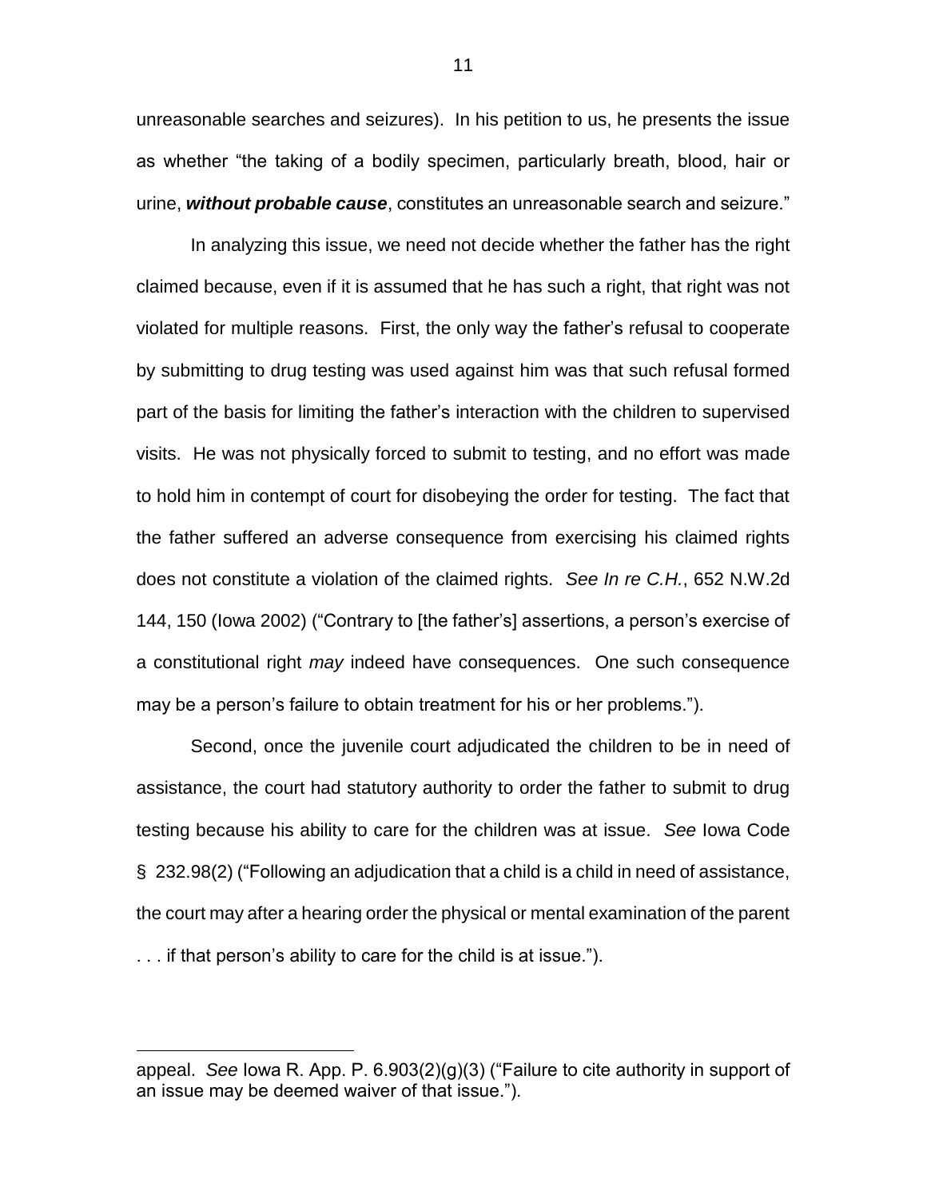unreasonable searches and seizures). In his petition to us, he presents the issue as whether "the taking of a bodily specimen, particularly breath, blood, hair or urine, ***without probable cause***, constitutes an unreasonable search and seizure."

In analyzing this issue, we need not decide whether the father has the right claimed because, even if it is assumed that he has such a right, that right was not violated for multiple reasons. First, the only way the father's refusal to cooperate by submitting to drug testing was used against him was that such refusal formed part of the basis for limiting the father's interaction with the children to supervised visits. He was not physically forced to submit to testing, and no effort was made to hold him in contempt of court for disobeying the order for testing. The fact that the father suffered an adverse consequence from exercising his claimed rights does not constitute a violation of the claimed rights. *See In re C.H.*, 652 N.W.2d 144, 150 (Iowa 2002) ("Contrary to [the father's] assertions, a person's exercise of a constitutional right *may* indeed have consequences. One such consequence may be a person's failure to obtain treatment for his or her problems.").

Second, once the juvenile court adjudicated the children to be in need of assistance, the court had statutory authority to order the father to submit to drug testing because his ability to care for the children was at issue. *See* Iowa Code § 232.98(2) ("Following an adjudication that a child is a child in need of assistance, the court may after a hearing order the physical or mental examination of the parent . . . if that person's ability to care for the child is at issue.").

---

appeal. *See* Iowa R. App. P. 6.903(2)(g)(3) ("Failure to cite authority in support of an issue may be deemed waiver of that issue.").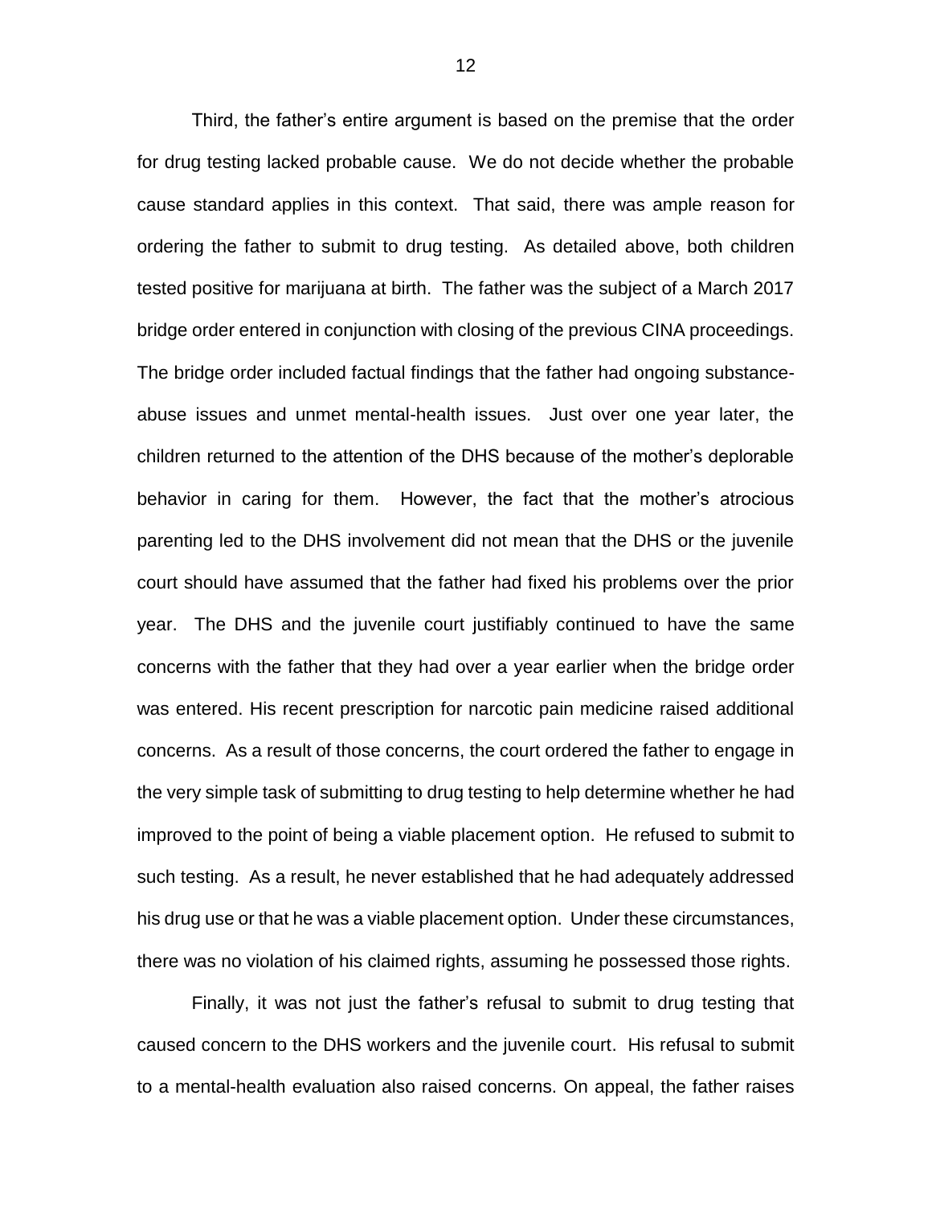Third, the father's entire argument is based on the premise that the order for drug testing lacked probable cause. We do not decide whether the probable cause standard applies in this context. That said, there was ample reason for ordering the father to submit to drug testing. As detailed above, both children tested positive for marijuana at birth. The father was the subject of a March 2017 bridge order entered in conjunction with closing of the previous CINA proceedings. The bridge order included factual findings that the father had ongoing substance-abuse issues and unmet mental-health issues. Just over one year later, the children returned to the attention of the DHS because of the mother's deplorable behavior in caring for them. However, the fact that the mother's atrocious parenting led to the DHS involvement did not mean that the DHS or the juvenile court should have assumed that the father had fixed his problems over the prior year. The DHS and the juvenile court justifiably continued to have the same concerns with the father that they had over a year earlier when the bridge order was entered. His recent prescription for narcotic pain medicine raised additional concerns. As a result of those concerns, the court ordered the father to engage in the very simple task of submitting to drug testing to help determine whether he had improved to the point of being a viable placement option. He refused to submit to such testing. As a result, he never established that he had adequately addressed his drug use or that he was a viable placement option. Under these circumstances, there was no violation of his claimed rights, assuming he possessed those rights.

Finally, it was not just the father's refusal to submit to drug testing that caused concern to the DHS workers and the juvenile court. His refusal to submit to a mental-health evaluation also raised concerns. On appeal, the father raises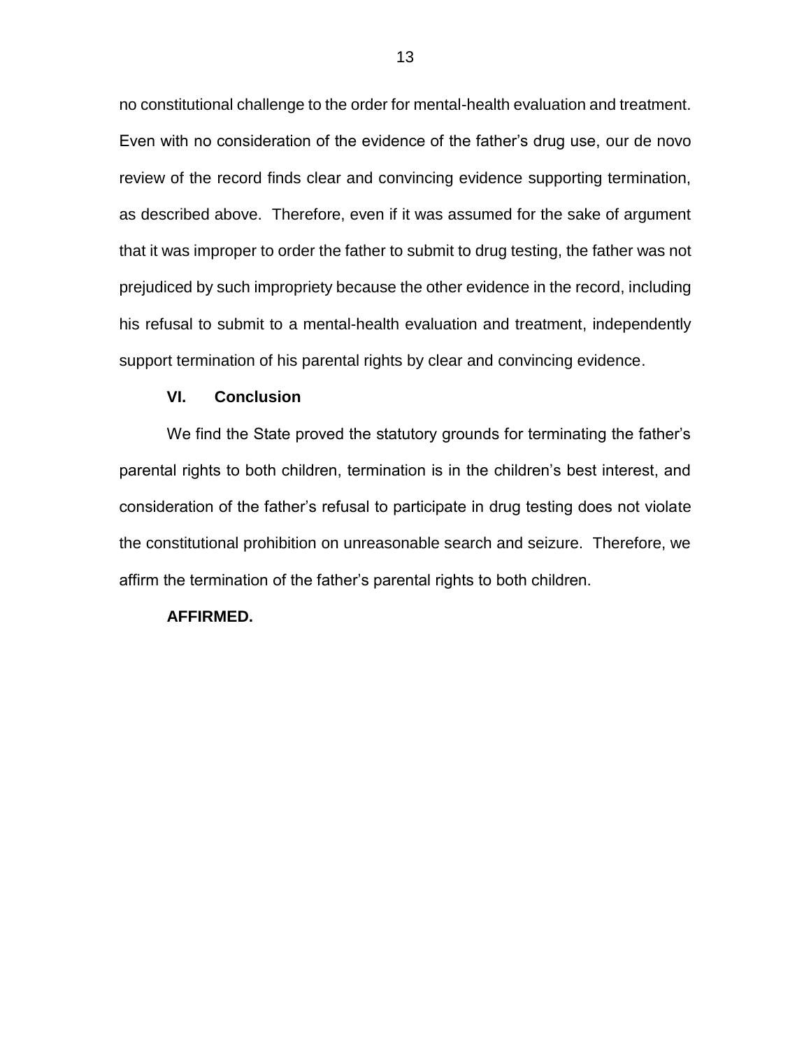no constitutional challenge to the order for mental-health evaluation and treatment. Even with no consideration of the evidence of the father's drug use, our de novo review of the record finds clear and convincing evidence supporting termination, as described above. Therefore, even if it was assumed for the sake of argument that it was improper to order the father to submit to drug testing, the father was not prejudiced by such impropriety because the other evidence in the record, including his refusal to submit to a mental-health evaluation and treatment, independently support termination of his parental rights by clear and convincing evidence.

## VI. Conclusion

We find the State proved the statutory grounds for terminating the father's parental rights to both children, termination is in the children's best interest, and consideration of the father's refusal to participate in drug testing does not violate the constitutional prohibition on unreasonable search and seizure. Therefore, we affirm the termination of the father's parental rights to both children.

**AFFIRMED.**